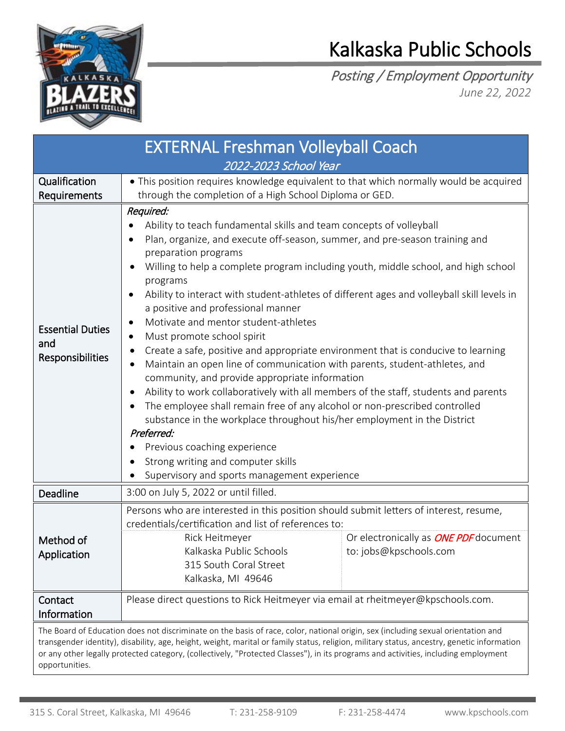# Kalkaska Public Schools

*Posting / Employment Opportunity*

*June 22, 2022*

## EXTERNAL Freshman Volleyball Coach

*2022-2023 School Year*

| | |
|---|---|
| Qualification Requirements | • This position requires knowledge equivalent to that which normally would be acquired through the completion of a High School Diploma or GED. |
| Essential Duties and Responsibilities | *Required:*<br>• Ability to teach fundamental skills and team concepts of volleyball<br>• Plan, organize, and execute off-season, summer, and pre-season training and preparation programs<br>• Willing to help a complete program including youth, middle school, and high school programs<br>• Ability to interact with student-athletes of different ages and volleyball skill levels in a positive and professional manner<br>• Motivate and mentor student-athletes<br>• Must promote school spirit<br>• Create a safe, positive and appropriate environment that is conducive to learning<br>• Maintain an open line of communication with parents, student-athletes, and community, and provide appropriate information<br>• Ability to work collaboratively with all members of the staff, students and parents<br>• The employee shall remain free of any alcohol or non-prescribed controlled substance in the workplace throughout his/her employment in the District<br>*Preferred:*<br>• Previous coaching experience<br>• Strong writing and computer skills<br>• Supervisory and sports management experience |
| Deadline | 3:00 on July 5, 2022 or until filled. |
| Method of Application | Persons who are interested in this position should submit letters of interest, resume, credentials/certification and list of references to:<br>Rick Heitmeyer<br>Kalkaska Public Schools<br>315 South Coral Street<br>Kalkaska, MI 49646<br>Or electronically as ***ONE PDF*** document to: jobs@kpschools.com |
| Contact Information | Please direct questions to Rick Heitmeyer via email at rheitmeyer@kpschools.com. |

The Board of Education does not discriminate on the basis of race, color, national origin, sex (including sexual orientation and transgender identity), disability, age, height, weight, marital or family status, religion, military status, ancestry, genetic information or any other legally protected category, (collectively, "Protected Classes"), in its programs and activities, including employment opportunities.

315 S. Coral Street, Kalkaska, MI 49646 T: 231-258-9109 F: 231-258-4474 www.kpschools.com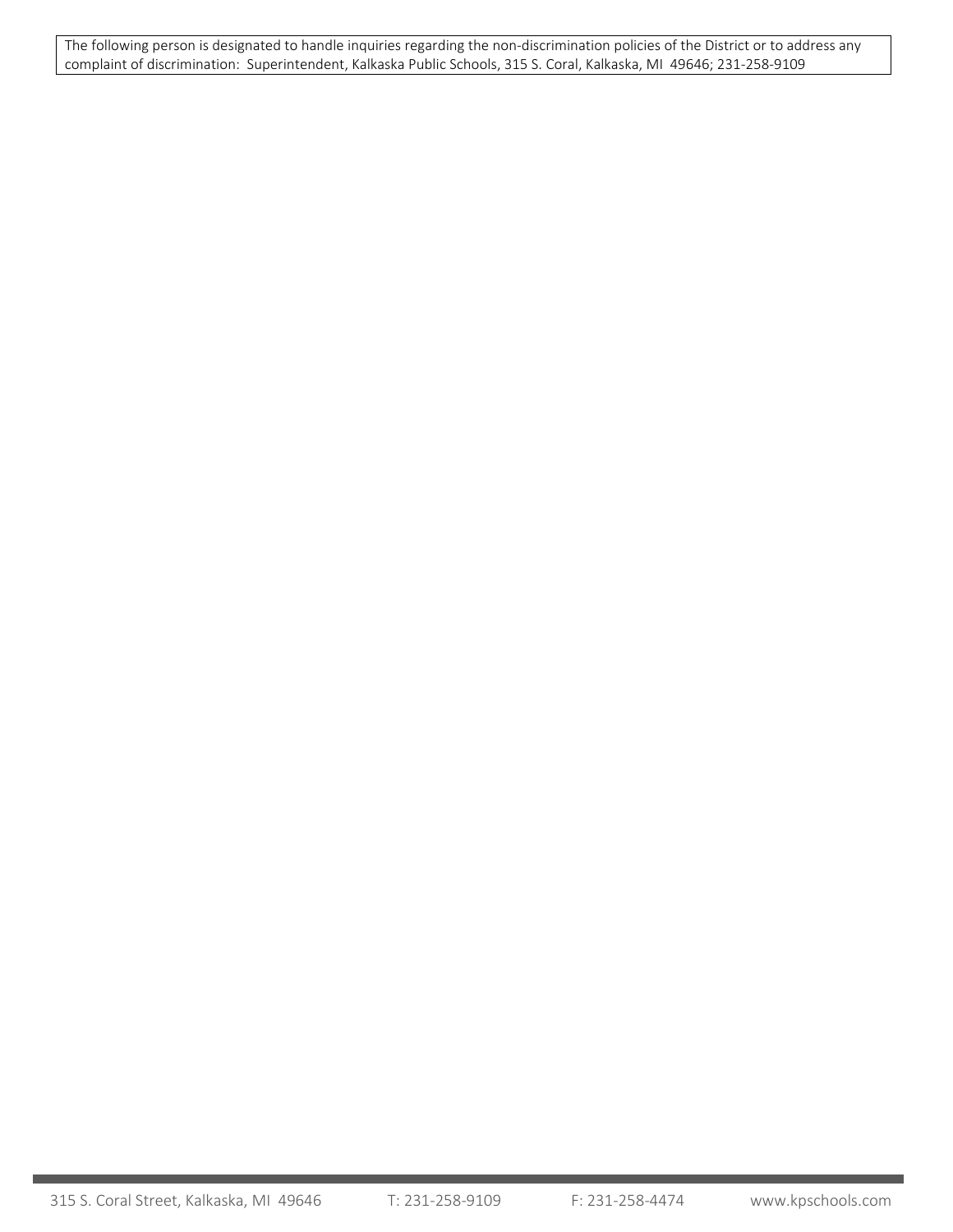The following person is designated to handle inquiries regarding the non-discrimination policies of the District or to address any complaint of discrimination: Superintendent, Kalkaska Public Schools, 315 S. Coral, Kalkaska, MI 49646; 231-258-9109